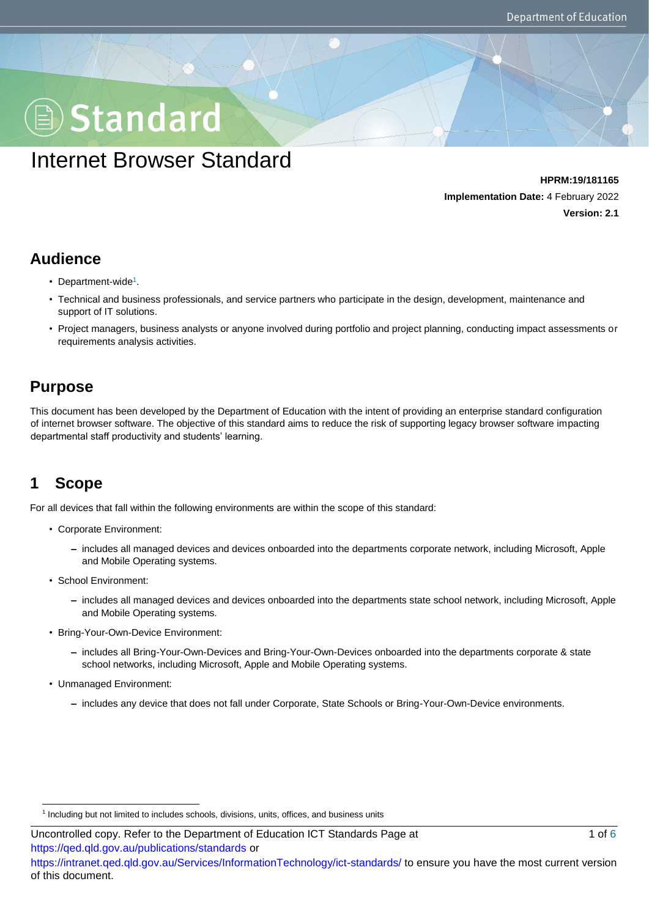# Standard

# Internet Browser Standard

**HPRM:19/181165**
**Implementation Date:** 4 February 2022
**Version: 2.1**

## Audience

- Department-wide[1].
- Technical and business professionals, and service partners who participate in the design, development, maintenance and support of IT solutions.
- Project managers, business analysts or anyone involved during portfolio and project planning, conducting impact assessments or requirements analysis activities.

## Purpose

This document has been developed by the Department of Education with the intent of providing an enterprise standard configuration of internet browser software. The objective of this standard aims to reduce the risk of supporting legacy browser software impacting departmental staff productivity and students' learning.

## 1 Scope

For all devices that fall within the following environments are within the scope of this standard:

- Corporate Environment:
  - includes all managed devices and devices onboarded into the departments corporate network, including Microsoft, Apple and Mobile Operating systems.
- School Environment:
  - includes all managed devices and devices onboarded into the departments state school network, including Microsoft, Apple and Mobile Operating systems.
- Bring-Your-Own-Device Environment:
  - includes all Bring-Your-Own-Devices and Bring-Your-Own-Devices onboarded into the departments corporate & state school networks, including Microsoft, Apple and Mobile Operating systems.
- Unmanaged Environment:
  - includes any device that does not fall under Corporate, State Schools or Bring-Your-Own-Device environments.

[1] Including but not limited to includes schools, divisions, units, offices, and business units

Uncontrolled copy. Refer to the Department of Education ICT Standards Page at https://qed.qld.gov.au/publications/standards or https://intranet.qed.qld.gov.au/Services/InformationTechnology/ict-standards/ to ensure you have the most current version of this document.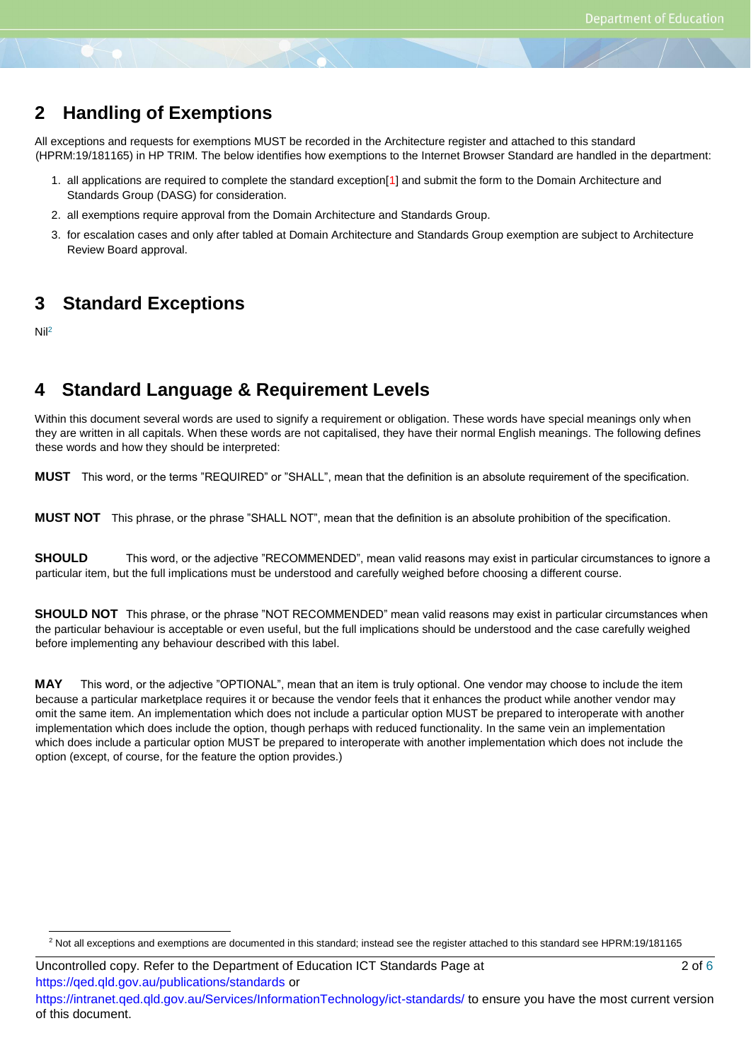## 2 Handling of Exemptions

All exceptions and requests for exemptions MUST be recorded in the Architecture register and attached to this standard (HPRM:19/181165) in HP TRIM. The below identifies how exemptions to the Internet Browser Standard are handled in the department:

1. all applications are required to complete the standard exception[1] and submit the form to the Domain Architecture and Standards Group (DASG) for consideration.
2. all exemptions require approval from the Domain Architecture and Standards Group.
3. for escalation cases and only after tabled at Domain Architecture and Standards Group exemption are subject to Architecture Review Board approval.

## 3 Standard Exceptions

Nil[2]

## 4 Standard Language & Requirement Levels

Within this document several words are used to signify a requirement or obligation. These words have special meanings only when they are written in all capitals. When these words are not capitalised, they have their normal English meanings. The following defines these words and how they should be interpreted:

**MUST** This word, or the terms "REQUIRED" or "SHALL", mean that the definition is an absolute requirement of the specification.

**MUST NOT** This phrase, or the phrase "SHALL NOT", mean that the definition is an absolute prohibition of the specification.

**SHOULD** This word, or the adjective "RECOMMENDED", mean valid reasons may exist in particular circumstances to ignore a particular item, but the full implications must be understood and carefully weighed before choosing a different course.

**SHOULD NOT** This phrase, or the phrase "NOT RECOMMENDED" mean valid reasons may exist in particular circumstances when the particular behaviour is acceptable or even useful, but the full implications should be understood and the case carefully weighed before implementing any behaviour described with this label.

**MAY** This word, or the adjective "OPTIONAL", mean that an item is truly optional. One vendor may choose to include the item because a particular marketplace requires it or because the vendor feels that it enhances the product while another vendor may omit the same item. An implementation which does not include a particular option MUST be prepared to interoperate with another implementation which does include the option, though perhaps with reduced functionality. In the same vein an implementation which does include a particular option MUST be prepared to interoperate with another implementation which does not include the option (except, of course, for the feature the option provides.)

[2] Not all exceptions and exemptions are documented in this standard; instead see the register attached to this standard see HPRM:19/181165

Uncontrolled copy. Refer to the Department of Education ICT Standards Page at https://qed.qld.gov.au/publications/standards or https://intranet.qed.qld.gov.au/Services/InformationTechnology/ict-standards/ to ensure you have the most current version of this document.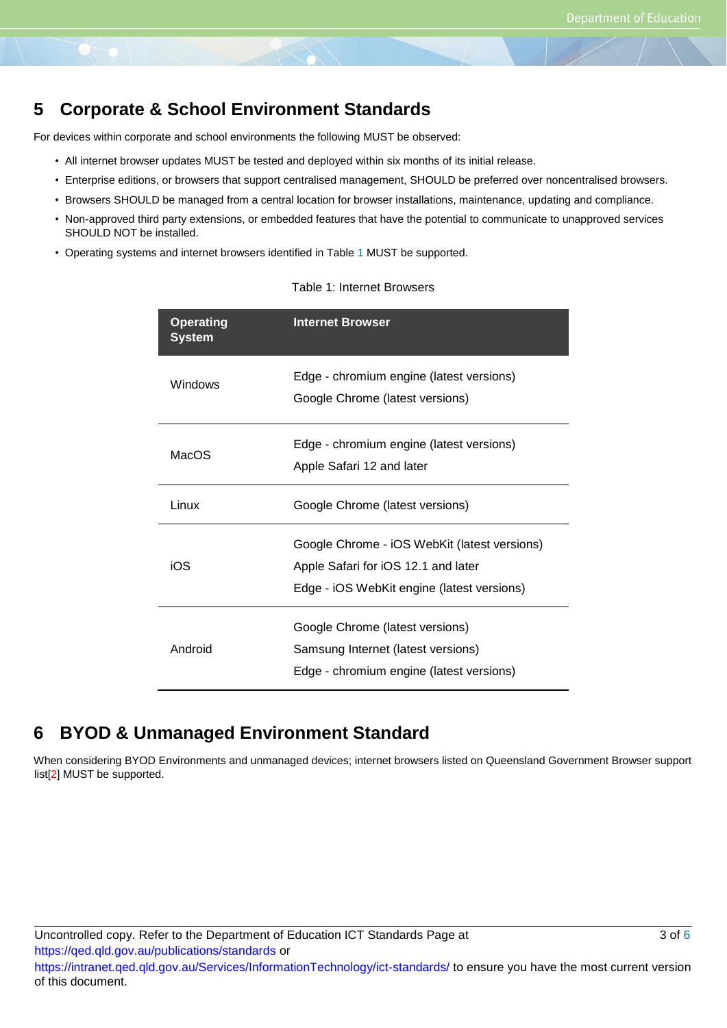## 5 Corporate & School Environment Standards

For devices within corporate and school environments the following MUST be observed:

- All internet browser updates MUST be tested and deployed within six months of its initial release.
- Enterprise editions, or browsers that support centralised management, SHOULD be preferred over noncentralised browsers.
- Browsers SHOULD be managed from a central location for browser installations, maintenance, updating and compliance.
- Non-approved third party extensions, or embedded features that have the potential to communicate to unapproved services SHOULD NOT be installed.
- Operating systems and internet browsers identified in Table 1 MUST be supported.

Table 1: Internet Browsers

| Operating System | Internet Browser |
| --- | --- |
| Windows | Edge - chromium engine (latest versions)<br>Google Chrome (latest versions) |
| MacOS | Edge - chromium engine (latest versions)<br>Apple Safari 12 and later |
| Linux | Google Chrome (latest versions) |
| iOS | Google Chrome - iOS WebKit (latest versions)<br>Apple Safari for iOS 12.1 and later<br>Edge - iOS WebKit engine (latest versions) |
| Android | Google Chrome (latest versions)<br>Samsung Internet (latest versions)<br>Edge - chromium engine (latest versions) |

## 6 BYOD & Unmanaged Environment Standard

When considering BYOD Environments and unmanaged devices; internet browsers listed on Queensland Government Browser support list[2] MUST be supported.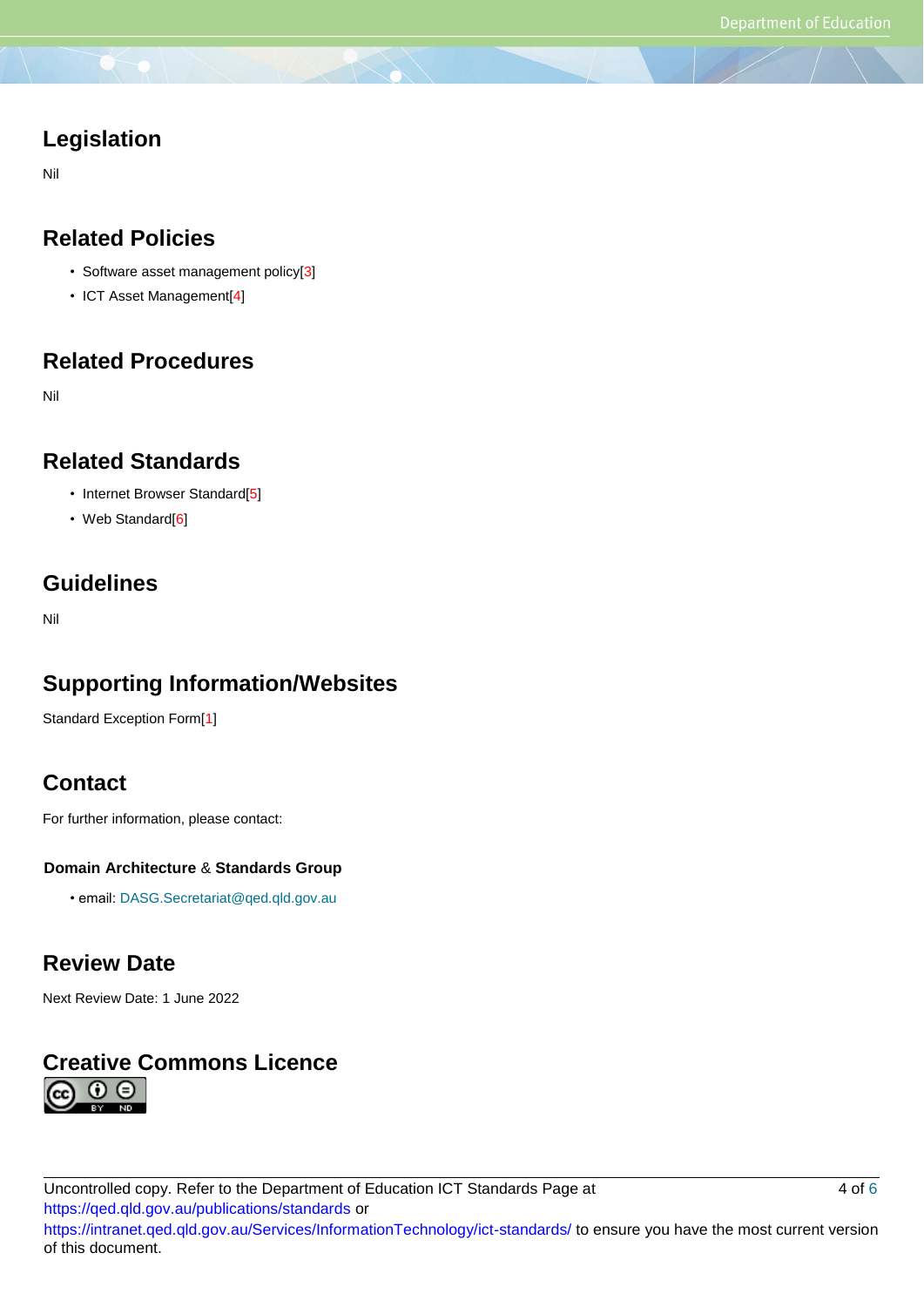## Legislation

Nil

## Related Policies

- Software asset management policy[3]
- ICT Asset Management[4]

## Related Procedures

Nil

## Related Standards

- Internet Browser Standard[5]
- Web Standard[6]

## Guidelines

Nil

## Supporting Information/Websites

Standard Exception Form[1]

## Contact

For further information, please contact:

**Domain Architecture** & **Standards Group**

- email: DASG.Secretariat@qed.qld.gov.au

## Review Date

Next Review Date: 1 June 2022

## Creative Commons Licence

Uncontrolled copy. Refer to the Department of Education ICT Standards Page at https://qed.qld.gov.au/publications/standards or https://intranet.qed.qld.gov.au/Services/InformationTechnology/ict-standards/ to ensure you have the most current version of this document.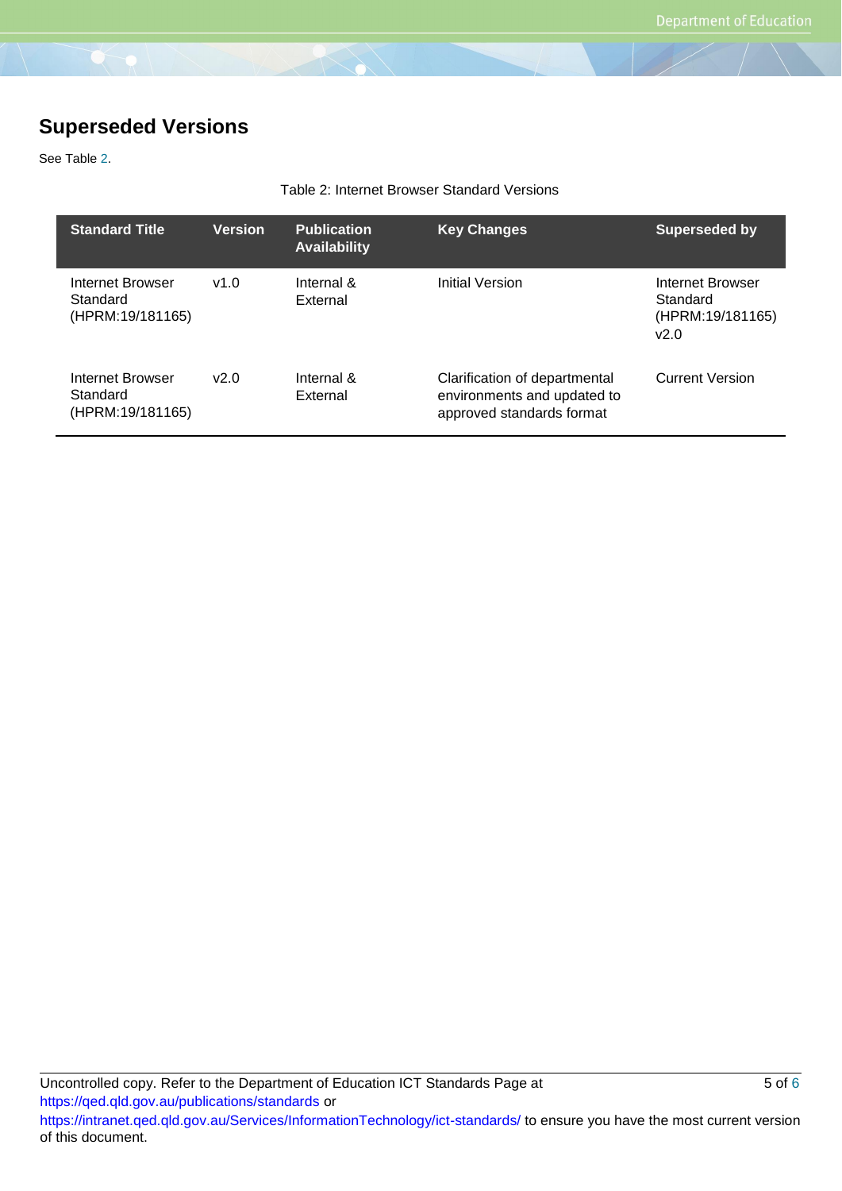## Superseded Versions

See Table 2.

Table 2: Internet Browser Standard Versions

| Standard Title | Version | Publication Availability | Key Changes | Superseded by |
|---|---|---|---|---|
| Internet Browser Standard (HPRM:19/181165) | v1.0 | Internal & External | Initial Version | Internet Browser Standard (HPRM:19/181165) v2.0 |
| Internet Browser Standard (HPRM:19/181165) | v2.0 | Internal & External | Clarification of departmental environments and updated to approved standards format | Current Version |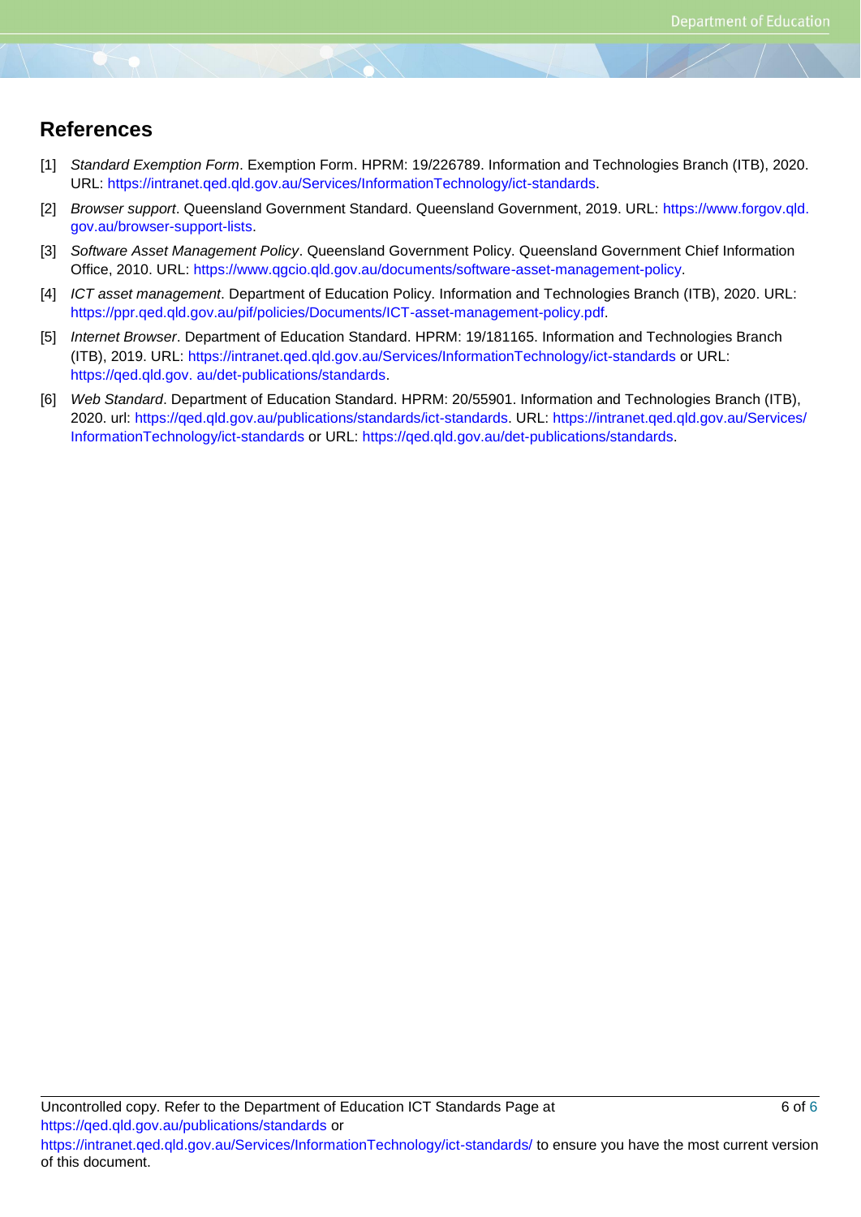## References

[1] *Standard Exemption Form*. Exemption Form. HPRM: 19/226789. Information and Technologies Branch (ITB), 2020. URL: https://intranet.qed.qld.gov.au/Services/InformationTechnology/ict-standards.

[2] *Browser support*. Queensland Government Standard. Queensland Government, 2019. URL: https://www.forgov.qld.gov.au/browser-support-lists.

[3] *Software Asset Management Policy*. Queensland Government Policy. Queensland Government Chief Information Office, 2010. URL: https://www.qgcio.qld.gov.au/documents/software-asset-management-policy.

[4] *ICT asset management*. Department of Education Policy. Information and Technologies Branch (ITB), 2020. URL: https://ppr.qed.qld.gov.au/pif/policies/Documents/ICT-asset-management-policy.pdf.

[5] *Internet Browser*. Department of Education Standard. HPRM: 19/181165. Information and Technologies Branch (ITB), 2019. URL: https://intranet.qed.qld.gov.au/Services/InformationTechnology/ict-standards or URL: https://qed.qld.gov. au/det-publications/standards.

[6] *Web Standard*. Department of Education Standard. HPRM: 20/55901. Information and Technologies Branch (ITB), 2020. url: https://qed.qld.gov.au/publications/standards/ict-standards. URL: https://intranet.qed.qld.gov.au/Services/InformationTechnology/ict-standards or URL: https://qed.qld.gov.au/det-publications/standards.